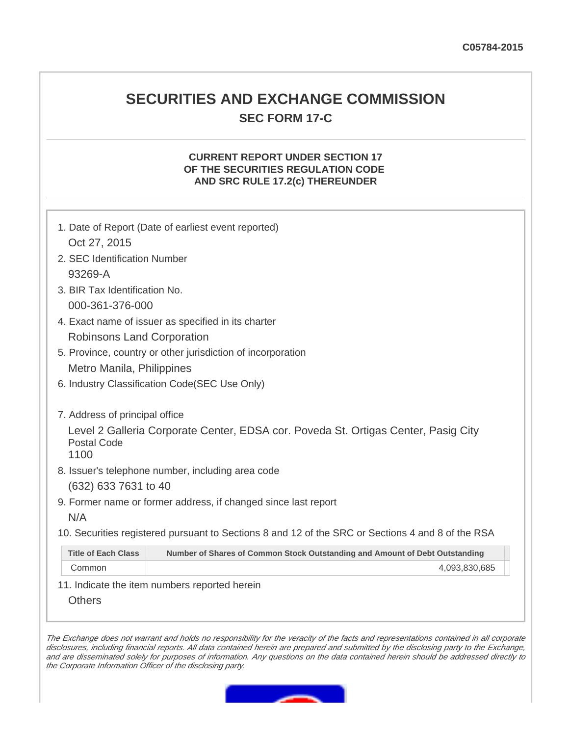C05784-2015

# SECURITIES AND EXCHANGE COMMISSION

## SEC FORM 17-C

### CURRENT REPORT UNDER SECTION 17 OF THE SECURITIES REGULATION CODE AND SRC RULE 17.2(c) THEREUNDER

1. Date of Report (Date of earliest event reported)

   Oct 27, 2015

2. SEC Identification Number

   93269-A

3. BIR Tax Identification No.

   000-361-376-000

4. Exact name of issuer as specified in its charter

   Robinsons Land Corporation

5. Province, country or other jurisdiction of incorporation

   Metro Manila, Philippines

6. Industry Classification Code(SEC Use Only)

7. Address of principal office

   Level 2 Galleria Corporate Center, EDSA cor. Poveda St. Ortigas Center, Pasig City

   Postal Code

   1100

8. Issuer's telephone number, including area code

   (632) 633 7631 to 40

9. Former name or former address, if changed since last report

   N/A

10. Securities registered pursuant to Sections 8 and 12 of the SRC or Sections 4 and 8 of the RSA

| Title of Each Class | Number of Shares of Common Stock Outstanding and Amount of Debt Outstanding |
|---|---|
| Common | 4,093,830,685 |

11. Indicate the item numbers reported herein

    Others

*The Exchange does not warrant and holds no responsibility for the veracity of the facts and representations contained in all corporate disclosures, including financial reports. All data contained herein are prepared and submitted by the disclosing party to the Exchange, and are disseminated solely for purposes of information. Any questions on the data contained herein should be addressed directly to the Corporate Information Officer of the disclosing party.*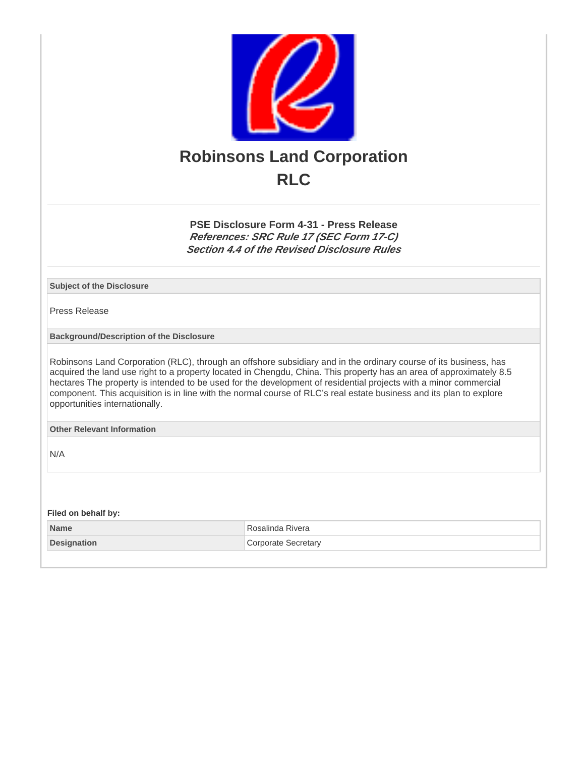# Robinsons Land Corporation

# RLC

### PSE Disclosure Form 4-31 - Press Release

***References: SRC Rule 17 (SEC Form 17-C)***
***Section 4.4 of the Revised Disclosure Rules***

**Subject of the Disclosure**

Press Release

**Background/Description of the Disclosure**

Robinsons Land Corporation (RLC), through an offshore subsidiary and in the ordinary course of its business, has acquired the land use right to a property located in Chengdu, China. This property has an area of approximately 8.5 hectares The property is intended to be used for the development of residential projects with a minor commercial component. This acquisition is in line with the normal course of RLC's real estate business and its plan to explore opportunities internationally.

**Other Relevant Information**

N/A

**Filed on behalf by:**

| | |
|---|---|
| **Name** | Rosalinda Rivera |
| **Designation** | Corporate Secretary |